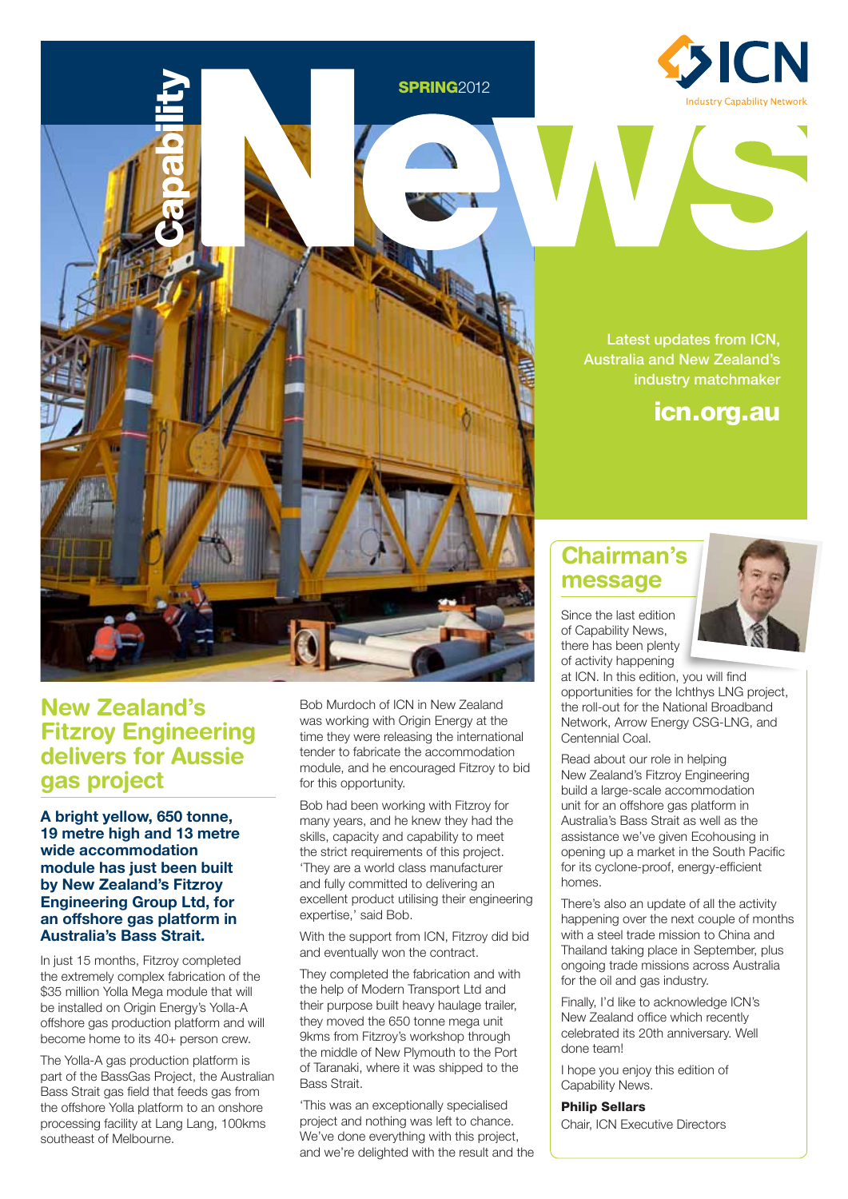# Capability News

**SPRING**2012

ICN Industry Capability Network

Latest updates from ICN, Australia and New Zealand's industry matchmaker

**icn.org.au**

## New Zealand's Fitzroy Engineering delivers for Aussie gas project

**A bright yellow, 650 tonne, 19 metre high and 13 metre wide accommodation module has just been built by New Zealand's Fitzroy Engineering Group Ltd, for an offshore gas platform in Australia's Bass Strait.**

In just 15 months, Fitzroy completed the extremely complex fabrication of the $35 million Yolla Mega module that will be installed on Origin Energy's Yolla-A offshore gas production platform and will become home to its 40+ person crew.

The Yolla-A gas production platform is part of the BassGas Project, the Australian Bass Strait gas field that feeds gas from the offshore Yolla platform to an onshore processing facility at Lang Lang, 100kms southeast of Melbourne.

Bob Murdoch of ICN in New Zealand was working with Origin Energy at the time they were releasing the international tender to fabricate the accommodation module, and he encouraged Fitzroy to bid for this opportunity.

Bob had been working with Fitzroy for many years, and he knew they had the skills, capacity and capability to meet the strict requirements of this project. 'They are a world class manufacturer and fully committed to delivering an excellent product utilising their engineering expertise,' said Bob.

With the support from ICN, Fitzroy did bid and eventually won the contract.

They completed the fabrication and with the help of Modern Transport Ltd and their purpose built heavy haulage trailer, they moved the 650 tonne mega unit 9kms from Fitzroy's workshop through the middle of New Plymouth to the Port of Taranaki, where it was shipped to the Bass Strait.

'This was an exceptionally specialised project and nothing was left to chance. We've done everything with this project, and we're delighted with the result and the

## Chairman's message

Since the last edition of Capability News, there has been plenty of activity happening at ICN. In this edition, you will find opportunities for the Ichthys LNG project, the roll-out for the National Broadband Network, Arrow Energy CSG-LNG, and Centennial Coal.

Read about our role in helping New Zealand's Fitzroy Engineering build a large-scale accommodation unit for an offshore gas platform in Australia's Bass Strait as well as the assistance we've given Ecohousing in opening up a market in the South Pacific for its cyclone-proof, energy-efficient homes.

There's also an update of all the activity happening over the next couple of months with a steel trade mission to China and Thailand taking place in September, plus ongoing trade missions across Australia for the oil and gas industry.

Finally, I'd like to acknowledge ICN's New Zealand office which recently celebrated its 20th anniversary. Well done team!

I hope you enjoy this edition of Capability News.

**Philip Sellars**
Chair, ICN Executive Directors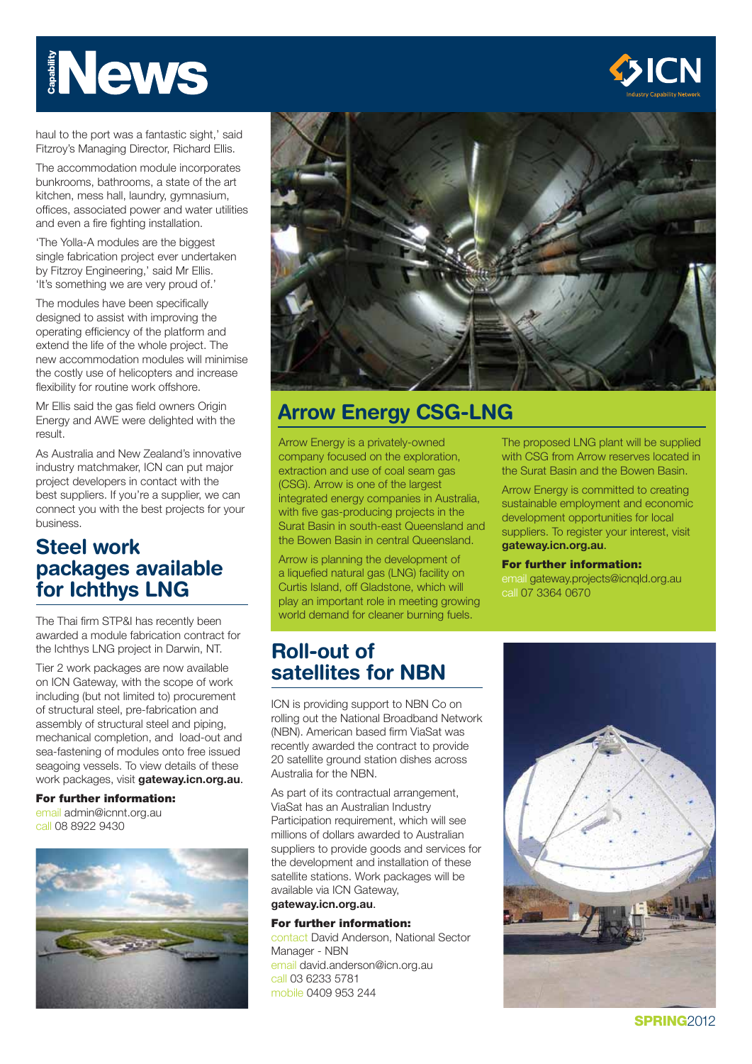haul to the port was a fantastic sight,' said Fitzroy's Managing Director, Richard Ellis.

The accommodation module incorporates bunkrooms, bathrooms, a state of the art kitchen, mess hall, laundry, gymnasium, offices, associated power and water utilities and even a fire fighting installation.

'The Yolla-A modules are the biggest single fabrication project ever undertaken by Fitzroy Engineering,' said Mr Ellis. 'It's something we are very proud of.'

The modules have been specifically designed to assist with improving the operating efficiency of the platform and extend the life of the whole project. The new accommodation modules will minimise the costly use of helicopters and increase flexibility for routine work offshore.

Mr Ellis said the gas field owners Origin Energy and AWE were delighted with the result.

As Australia and New Zealand's innovative industry matchmaker, ICN can put major project developers in contact with the best suppliers. If you're a supplier, we can connect you with the best projects for your business.

## Steel work packages available for Ichthys LNG

The Thai firm STP&I has recently been awarded a module fabrication contract for the Ichthys LNG project in Darwin, NT.

Tier 2 work packages are now available on ICN Gateway, with the scope of work including (but not limited to) procurement of structural steel, pre-fabrication and assembly of structural steel and piping, mechanical completion, and load-out and sea-fastening of modules onto free issued seagoing vessels. To view details of these work packages, visit **gateway.icn.org.au**.

**For further information:**
email admin@icnnt.org.au
call 08 8922 9430

## Arrow Energy CSG-LNG

Arrow Energy is a privately-owned company focused on the exploration, extraction and use of coal seam gas (CSG). Arrow is one of the largest integrated energy companies in Australia, with five gas-producing projects in the Surat Basin in south-east Queensland and the Bowen Basin in central Queensland.

Arrow is planning the development of a liquefied natural gas (LNG) facility on Curtis Island, off Gladstone, which will play an important role in meeting growing world demand for cleaner burning fuels.

The proposed LNG plant will be supplied with CSG from Arrow reserves located in the Surat Basin and the Bowen Basin.

Arrow Energy is committed to creating sustainable employment and economic development opportunities for local suppliers. To register your interest, visit **gateway.icn.org.au**.

**For further information:**
email gateway.projects@icnqld.org.au
call 07 3364 0670

## Roll-out of satellites for NBN

ICN is providing support to NBN Co on rolling out the National Broadband Network (NBN). American based firm ViaSat was recently awarded the contract to provide 20 satellite ground station dishes across Australia for the NBN.

As part of its contractual arrangement, ViaSat has an Australian Industry Participation requirement, which will see millions of dollars awarded to Australian suppliers to provide goods and services for the development and installation of these satellite stations. Work packages will be available via ICN Gateway, **gateway.icn.org.au**.

**For further information:**
contact David Anderson, National Sector Manager - NBN
email david.anderson@icn.org.au
call 03 6233 5781
mobile 0409 953 244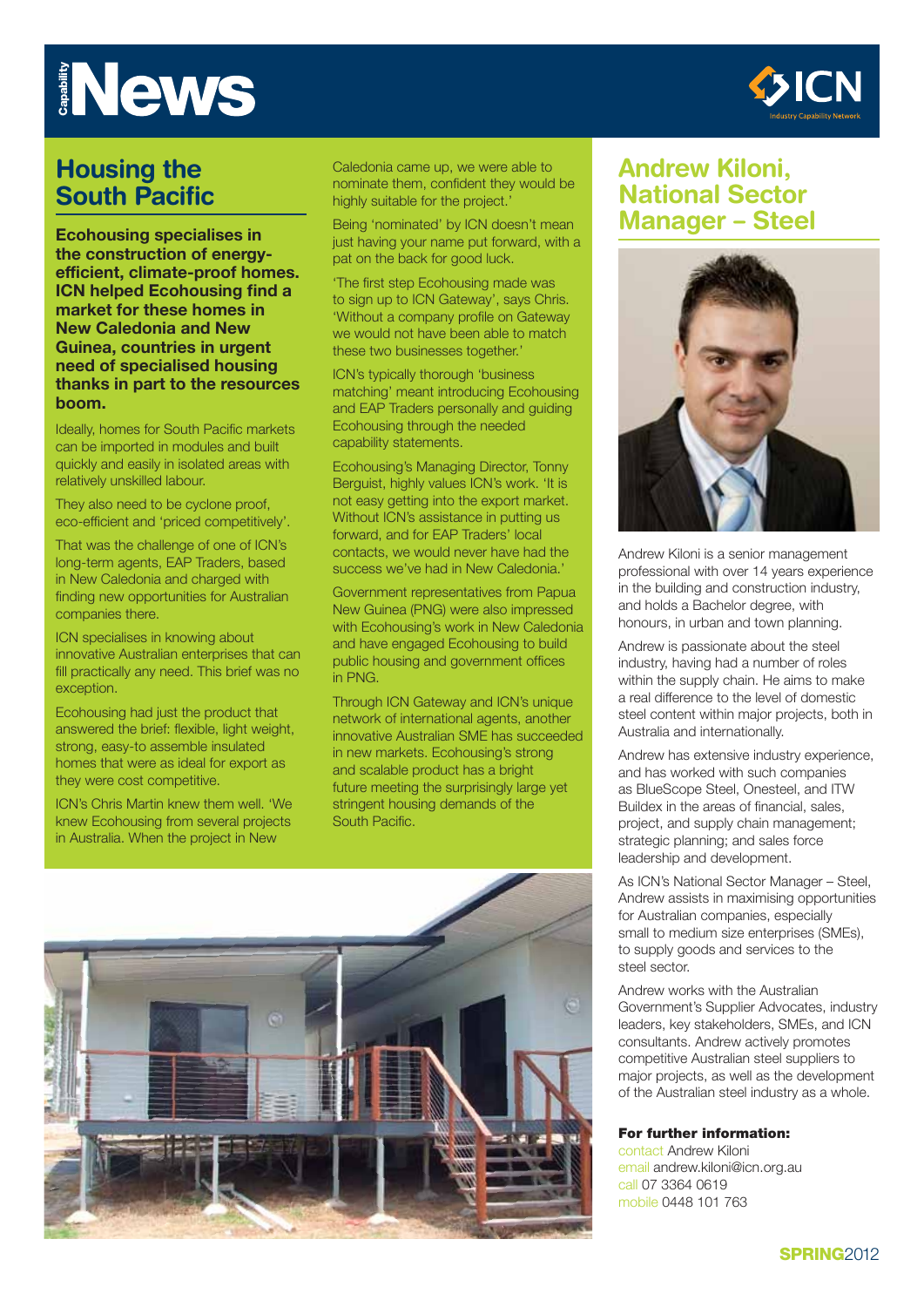## Housing the South Pacific

**Ecohousing specialises in the construction of energy-efficient, climate-proof homes. ICN helped Ecohousing find a market for these homes in New Caledonia and New Guinea, countries in urgent need of specialised housing thanks in part to the resources boom.**

Ideally, homes for South Pacific markets can be imported in modules and built quickly and easily in isolated areas with relatively unskilled labour.

They also need to be cyclone proof, eco-efficient and 'priced competitively'.

That was the challenge of one of ICN's long-term agents, EAP Traders, based in New Caledonia and charged with finding new opportunities for Australian companies there.

ICN specialises in knowing about innovative Australian enterprises that can fill practically any need. This brief was no exception.

Ecohousing had just the product that answered the brief: flexible, light weight, strong, easy-to assemble insulated homes that were as ideal for export as they were cost competitive.

ICN's Chris Martin knew them well. 'We knew Ecohousing from several projects in Australia. When the project in New Caledonia came up, we were able to nominate them, confident they would be highly suitable for the project.'

Being 'nominated' by ICN doesn't mean just having your name put forward, with a pat on the back for good luck.

'The first step Ecohousing made was to sign up to ICN Gateway', says Chris. 'Without a company profile on Gateway we would not have been able to match these two businesses together.'

ICN's typically thorough 'business matching' meant introducing Ecohousing and EAP Traders personally and guiding Ecohousing through the needed capability statements.

Ecohousing's Managing Director, Tonny Berguist, highly values ICN's work. 'It is not easy getting into the export market. Without ICN's assistance in putting us forward, and for EAP Traders' local contacts, we would never have had the success we've had in New Caledonia.'

Government representatives from Papua New Guinea (PNG) were also impressed with Ecohousing's work in New Caledonia and have engaged Ecohousing to build public housing and government offices in PNG.

Through ICN Gateway and ICN's unique network of international agents, another innovative Australian SME has succeeded in new markets. Ecohousing's strong and scalable product has a bright future meeting the surprisingly large yet stringent housing demands of the South Pacific.

## Andrew Kiloni, National Sector Manager – Steel

Andrew Kiloni is a senior management professional with over 14 years experience in the building and construction industry, and holds a Bachelor degree, with honours, in urban and town planning.

Andrew is passionate about the steel industry, having had a number of roles within the supply chain. He aims to make a real difference to the level of domestic steel content within major projects, both in Australia and internationally.

Andrew has extensive industry experience, and has worked with such companies as BlueScope Steel, Onesteel, and ITW Buildex in the areas of financial, sales, project, and supply chain management; strategic planning; and sales force leadership and development.

As ICN's National Sector Manager – Steel, Andrew assists in maximising opportunities for Australian companies, especially small to medium size enterprises (SMEs), to supply goods and services to the steel sector.

Andrew works with the Australian Government's Supplier Advocates, industry leaders, key stakeholders, SMEs, and ICN consultants. Andrew actively promotes competitive Australian steel suppliers to major projects, as well as the development of the Australian steel industry as a whole.

**For further information:**

contact Andrew Kiloni
email andrew.kiloni@icn.org.au
call 07 3364 0619
mobile 0448 101 763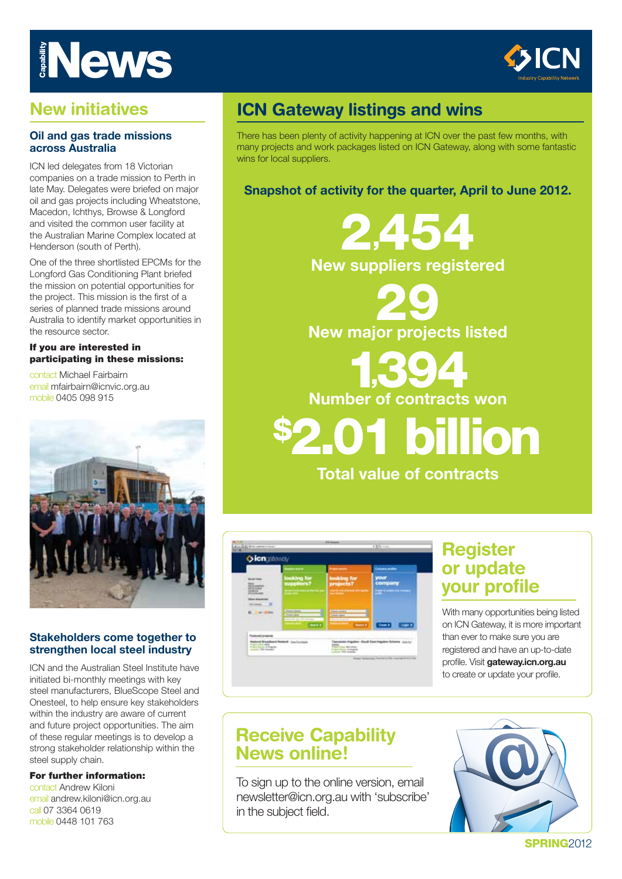# Capability News

## New initiatives

### Oil and gas trade missions across Australia

ICN led delegates from 18 Victorian companies on a trade mission to Perth in late May. Delegates were briefed on major oil and gas projects including Wheatstone, Macedon, Ichthys, Browse & Longford and visited the common user facility at the Australian Marine Complex located at Henderson (south of Perth).

One of the three shortlisted EPCMs for the Longford Gas Conditioning Plant briefed the mission on potential opportunities for the project. This mission is the first of a series of planned trade missions around Australia to identify market opportunities in the resource sector.

**If you are interested in participating in these missions:**

contact Michael Fairbairn
email mfairbairn@icnvic.org.au
mobile 0405 098 915

### Stakeholders come together to strengthen local steel industry

ICN and the Australian Steel Institute have initiated bi-monthly meetings with key steel manufacturers, BlueScope Steel and Onesteel, to help ensure key stakeholders within the industry are aware of current and future project opportunities. The aim of these regular meetings is to develop a strong stakeholder relationship within the steel supply chain.

**For further information:**

contact Andrew Kiloni
email andrew.kiloni@icn.org.au
call 07 3364 0619
mobile 0448 101 763

## ICN Gateway listings and wins

There has been plenty of activity happening at ICN over the past few months, with many projects and work packages listed on ICN Gateway, along with some fantastic wins for local suppliers.

**Snapshot of activity for the quarter, April to June 2012.**

**2,454**
New suppliers registered

**29**
New major projects listed

**1,394**
Number of contracts won

**$2.01 billion**
Total value of contracts

## Register or update your profile

With many opportunities being listed on ICN Gateway, it is more important than ever to make sure you are registered and have an up-to-date profile. Visit **gateway.icn.org.au** to create or update your profile.

## Receive Capability News online!

To sign up to the online version, email newsletter@icn.org.au with 'subscribe' in the subject field.

SPRING2012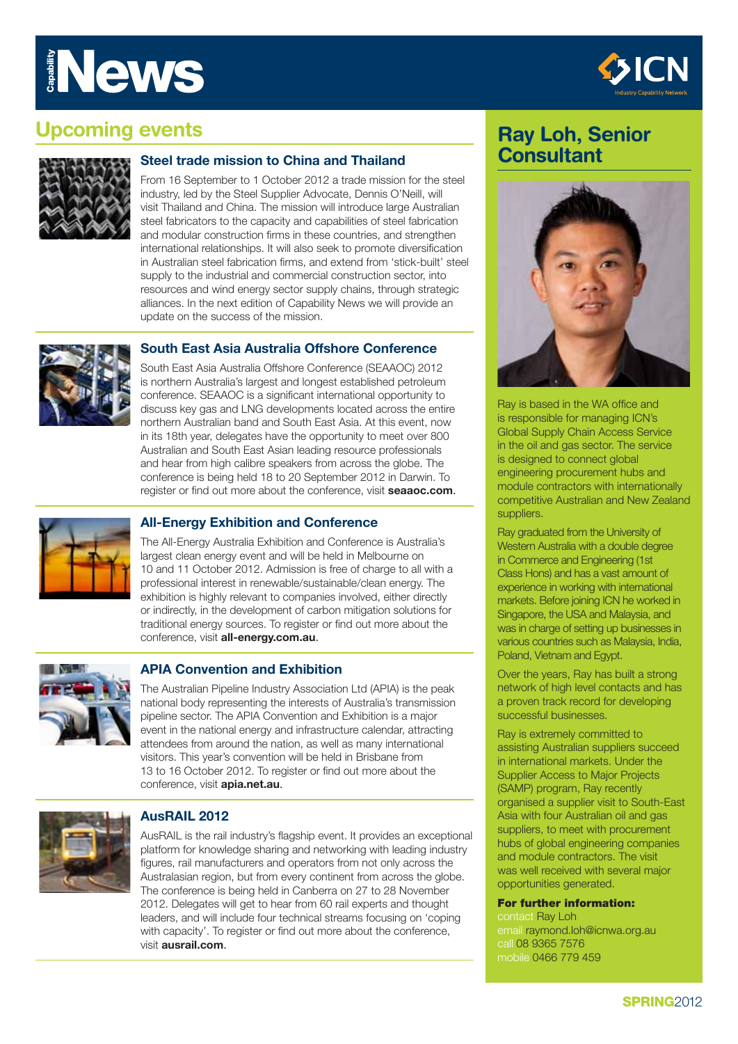# Capability News

## Upcoming events

### Steel trade mission to China and Thailand

From 16 September to 1 October 2012 a trade mission for the steel industry, led by the Steel Supplier Advocate, Dennis O'Neill, will visit Thailand and China. The mission will introduce large Australian steel fabricators to the capacity and capabilities of steel fabrication and modular construction firms in these countries, and strengthen international relationships. It will also seek to promote diversification in Australian steel fabrication firms, and extend from 'stick-built' steel supply to the industrial and commercial construction sector, into resources and wind energy sector supply chains, through strategic alliances. In the next edition of Capability News we will provide an update on the success of the mission.

### South East Asia Australia Offshore Conference

South East Asia Australia Offshore Conference (SEAAOC) 2012 is northern Australia's largest and longest established petroleum conference. SEAAOC is a significant international opportunity to discuss key gas and LNG developments located across the entire northern Australian band and South East Asia. At this event, now in its 18th year, delegates have the opportunity to meet over 800 Australian and South East Asian leading resource professionals and hear from high calibre speakers from across the globe. The conference is being held 18 to 20 September 2012 in Darwin. To register or find out more about the conference, visit **seaaoc.com**.

### All-Energy Exhibition and Conference

The All-Energy Australia Exhibition and Conference is Australia's largest clean energy event and will be held in Melbourne on 10 and 11 October 2012. Admission is free of charge to all with a professional interest in renewable/sustainable/clean energy. The exhibition is highly relevant to companies involved, either directly or indirectly, in the development of carbon mitigation solutions for traditional energy sources. To register or find out more about the conference, visit **all-energy.com.au**.

### APIA Convention and Exhibition

The Australian Pipeline Industry Association Ltd (APIA) is the peak national body representing the interests of Australia's transmission pipeline sector. The APIA Convention and Exhibition is a major event in the national energy and infrastructure calendar, attracting attendees from around the nation, as well as many international visitors. This year's convention will be held in Brisbane from 13 to 16 October 2012. To register or find out more about the conference, visit **apia.net.au**.

### AusRAIL 2012

AusRAIL is the rail industry's flagship event. It provides an exceptional platform for knowledge sharing and networking with leading industry figures, rail manufacturers and operators from not only across the Australasian region, but from every continent from across the globe. The conference is being held in Canberra on 27 to 28 November 2012. Delegates will get to hear from 60 rail experts and thought leaders, and will include four technical streams focusing on 'coping with capacity'. To register or find out more about the conference, visit **ausrail.com**.

## Ray Loh, Senior Consultant

Ray is based in the WA office and is responsible for managing ICN's Global Supply Chain Access Service in the oil and gas sector. The service is designed to connect global engineering procurement hubs and module contractors with internationally competitive Australian and New Zealand suppliers.

Ray graduated from the University of Western Australia with a double degree in Commerce and Engineering (1st Class Hons) and has a vast amount of experience in working with international markets. Before joining ICN he worked in Singapore, the USA and Malaysia, and was in charge of setting up businesses in various countries such as Malaysia, India, Poland, Vietnam and Egypt.

Over the years, Ray has built a strong network of high level contacts and has a proven track record for developing successful businesses.

Ray is extremely committed to assisting Australian suppliers succeed in international markets. Under the Supplier Access to Major Projects (SAMP) program, Ray recently organised a supplier visit to South-East Asia with four Australian oil and gas suppliers, to meet with procurement hubs of global engineering companies and module contractors. The visit was well received with several major opportunities generated.

**For further information:**
contact Ray Loh
email raymond.loh@icnwa.org.au
call 08 9365 7576
mobile 0466 779 459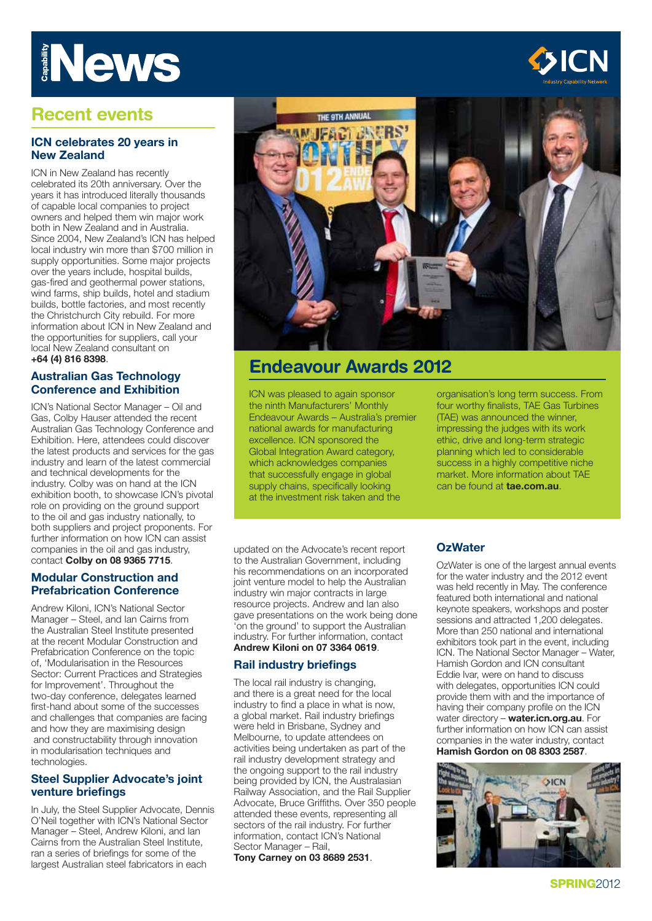# News

## Recent events

### ICN celebrates 20 years in New Zealand

ICN in New Zealand has recently celebrated its 20th anniversary. Over the years it has introduced literally thousands of capable local companies to project owners and helped them win major work both in New Zealand and in Australia. Since 2004, New Zealand's ICN has helped local industry win more than $700 million in supply opportunities. Some major projects over the years include, hospital builds, gas-fired and geothermal power stations, wind farms, ship builds, hotel and stadium builds, bottle factories, and most recently the Christchurch City rebuild. For more information about ICN in New Zealand and the opportunities for suppliers, call your local New Zealand consultant on **+64 (4) 816 8398**.

### Australian Gas Technology Conference and Exhibition

ICN's National Sector Manager – Oil and Gas, Colby Hauser attended the recent Australian Gas Technology Conference and Exhibition. Here, attendees could discover the latest products and services for the gas industry and learn of the latest commercial and technical developments for the industry. Colby was on hand at the ICN exhibition booth, to showcase ICN's pivotal role on providing on the ground support to the oil and gas industry nationally, to both suppliers and project proponents. For further information on how ICN can assist companies in the oil and gas industry, contact **Colby on 08 9365 7715**.

### Modular Construction and Prefabrication Conference

Andrew Kiloni, ICN's National Sector Manager – Steel, and Ian Cairns from the Australian Steel Institute presented at the recent Modular Construction and Prefabrication Conference on the topic of, 'Modularisation in the Resources Sector: Current Practices and Strategies for Improvement'. Throughout the two-day conference, delegates learned first-hand about some of the successes and challenges that companies are facing and how they are maximising design and constructability through innovation in modularisation techniques and technologies.

### Steel Supplier Advocate's joint venture briefings

In July, the Steel Supplier Advocate, Dennis O'Neil together with ICN's National Sector Manager – Steel, Andrew Kiloni, and Ian Cairns from the Australian Steel Institute, ran a series of briefings for some of the largest Australian steel fabricators in each updated on the Advocate's recent report to the Australian Government, including his recommendations on an incorporated joint venture model to help the Australian industry win major contracts in large resource projects. Andrew and Ian also gave presentations on the work being done 'on the ground' to support the Australian industry. For further information, contact **Andrew Kiloni on 07 3364 0619**.

### Rail industry briefings

The local rail industry is changing, and there is a great need for the local industry to find a place in what is now, a global market. Rail industry briefings were held in Brisbane, Sydney and Melbourne, to update attendees on activities being undertaken as part of the rail industry development strategy and the ongoing support to the rail industry being provided by ICN, the Australasian Railway Association, and the Rail Supplier Advocate, Bruce Griffiths. Over 350 people attended these events, representing all sectors of the rail industry. For further information, contact ICN's National Sector Manager – Rail, **Tony Carney on 03 8689 2531**.

## Endeavour Awards 2012

ICN was pleased to again sponsor the ninth Manufacturers' Monthly Endeavour Awards – Australia's premier national awards for manufacturing excellence. ICN sponsored the Global Integration Award category, which acknowledges companies that successfully engage in global supply chains, specifically looking at the investment risk taken and the organisation's long term success. From four worthy finalists, TAE Gas Turbines (TAE) was announced the winner, impressing the judges with its work ethic, drive and long-term strategic planning which led to considerable success in a highly competitive niche market. More information about TAE can be found at **tae.com.au**.

### OzWater

OzWater is one of the largest annual events for the water industry and the 2012 event was held recently in May. The conference featured both international and national keynote speakers, workshops and poster sessions and attracted 1,200 delegates. More than 250 national and international exhibitors took part in the event, including ICN. The National Sector Manager – Water, Hamish Gordon and ICN consultant Eddie Ivar, were on hand to discuss with delegates, opportunities ICN could provide them with and the importance of having their company profile on the ICN water directory – **water.icn.org.au**. For further information on how ICN can assist companies in the water industry, contact **Hamish Gordon on 08 8303 2587**.